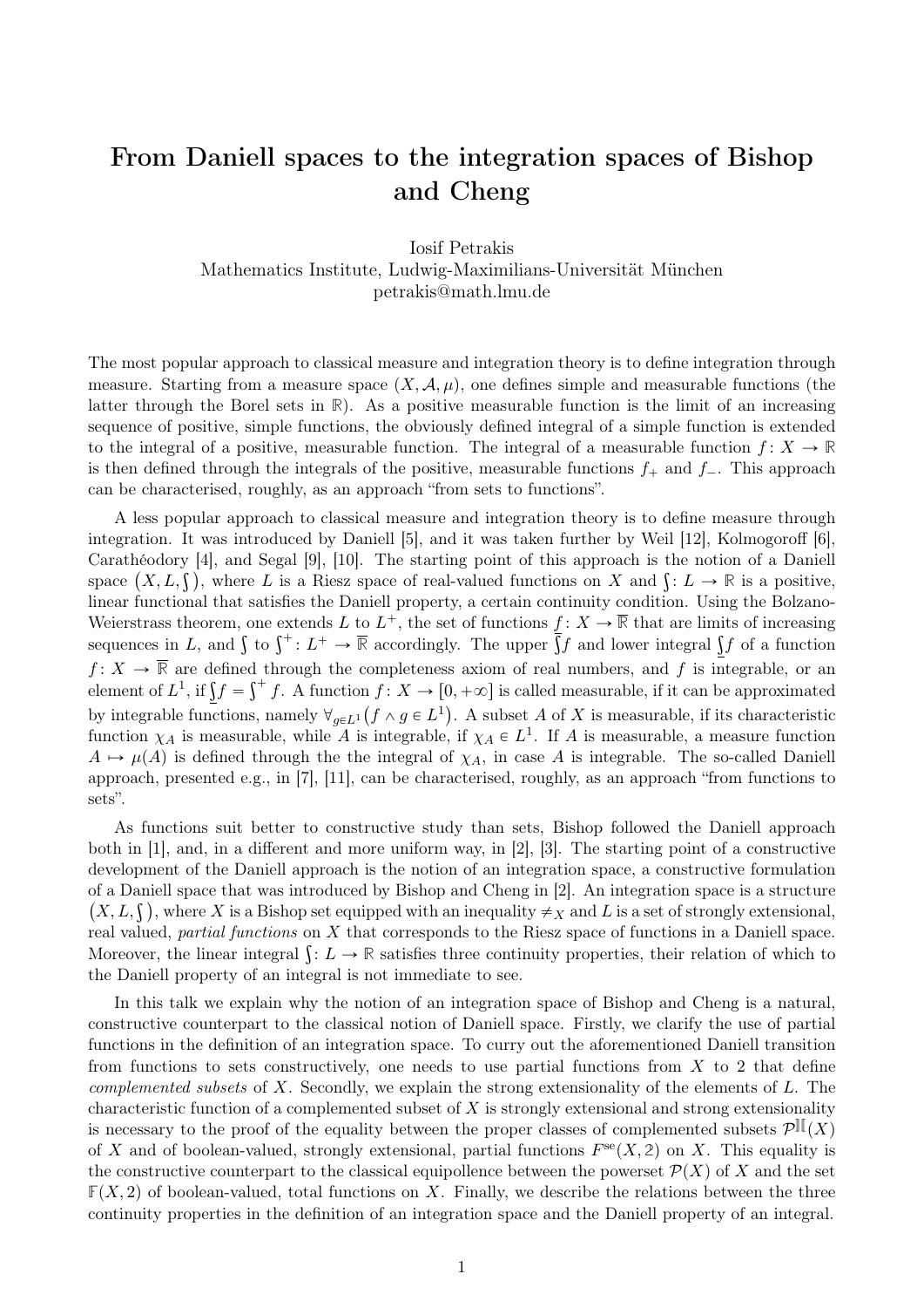# From Daniell spaces to the integration spaces of Bishop and Cheng

Iosif Petrakis  
Mathematics Institute, Ludwig-Maximilians-Universität München  
petrakis@math.lmu.de

The most popular approach to classical measure and integration theory is to define integration through measure. Starting from a measure space $(X, \mathcal{A}, \mu)$, one defines simple and measurable functions (the latter through the Borel sets in $\mathbb{R}$). As a positive measurable function is the limit of an increasing sequence of positive, simple functions, the obviously defined integral of a simple function is extended to the integral of a positive, measurable function. The integral of a measurable function $f \colon X \to \mathbb{R}$ is then defined through the integrals of the positive, measurable functions $f_+$ and $f_-$. This approach can be characterised, roughly, as an approach "from sets to functions".

A less popular approach to classical measure and integration theory is to define measure through integration. It was introduced by Daniell [5], and it was taken further by Weil [12], Kolmogoroff [6], Carathéodory [4], and Segal [9], [10]. The starting point of this approach is the notion of a Daniell space $\big(X, L, \int\big)$, where $L$ is a Riesz space of real-valued functions on $X$ and $\int \colon L \to \mathbb{R}$ is a positive, linear functional that satisfies the Daniell property, a certain continuity condition. Using the Bolzano-Weierstrass theorem, one extends $L$ to $L^+$, the set of functions $f \colon X \to \overline{\mathbb{R}}$ that are limits of increasing sequences in $L$, and $\int$ to $\int^+ \colon L^+ \to \overline{\mathbb{R}}$ accordingly. The upper $\overline{\int} f$ and lower integral $\underline{\int} f$ of a function $f \colon X \to \overline{\mathbb{R}}$ are defined through the completeness axiom of real numbers, and $f$ is integrable, or an element of $L^1$, if $\underline{\int} f = \int^+ f$. A function $f \colon X \to [0, +\infty]$ is called measurable, if it can be approximated by integrable functions, namely $\forall_{g \in L^1}\big(f \wedge g \in L^1\big)$. A subset $A$ of $X$ is measurable, if its characteristic function $\chi_A$ is measurable, while $A$ is integrable, if $\chi_A \in L^1$. If $A$ is measurable, a measure function $A \mapsto \mu(A)$ is defined through the the integral of $\chi_A$, in case $A$ is integrable. The so-called Daniell approach, presented e.g., in [7], [11], can be characterised, roughly, as an approach "from functions to sets".

As functions suit better to constructive study than sets, Bishop followed the Daniell approach both in [1], and, in a different and more uniform way, in [2], [3]. The starting point of a constructive development of the Daniell approach is the notion of an integration space, a constructive formulation of a Daniell space that was introduced by Bishop and Cheng in [2]. An integration space is a structure $\big(X, L, \int\big)$, where $X$ is a Bishop set equipped with an inequality $\neq_X$ and $L$ is a set of strongly extensional, real valued, *partial functions* on $X$ that corresponds to the Riesz space of functions in a Daniell space. Moreover, the linear integral $\int \colon L \to \mathbb{R}$ satisfies three continuity properties, their relation of which to the Daniell property of an integral is not immediate to see.

In this talk we explain why the notion of an integration space of Bishop and Cheng is a natural, constructive counterpart to the classical notion of Daniell space. Firstly, we clarify the use of partial functions in the definition of an integration space. To curry out the aforementioned Daniell transition from functions to sets constructively, one needs to use partial functions from $X$ to 2 that define *complemented subsets* of $X$. Secondly, we explain the strong extensionality of the elements of $L$. The characteristic function of a complemented subset of $X$ is strongly extensional and strong extensionality is necessary to the proof of the equality between the proper classes of complemented subsets $\mathcal{P}^{][}(X)$ of $X$ and of boolean-valued, strongly extensional, partial functions $F^{\mathrm{se}}(X, 2)$ on $X$. This equality is the constructive counterpart to the classical equipollence between the powerset $\mathcal{P}(X)$ of $X$ and the set $\mathbb{F}(X, 2)$ of boolean-valued, total functions on $X$. Finally, we describe the relations between the three continuity properties in the definition of an integration space and the Daniell property of an integral.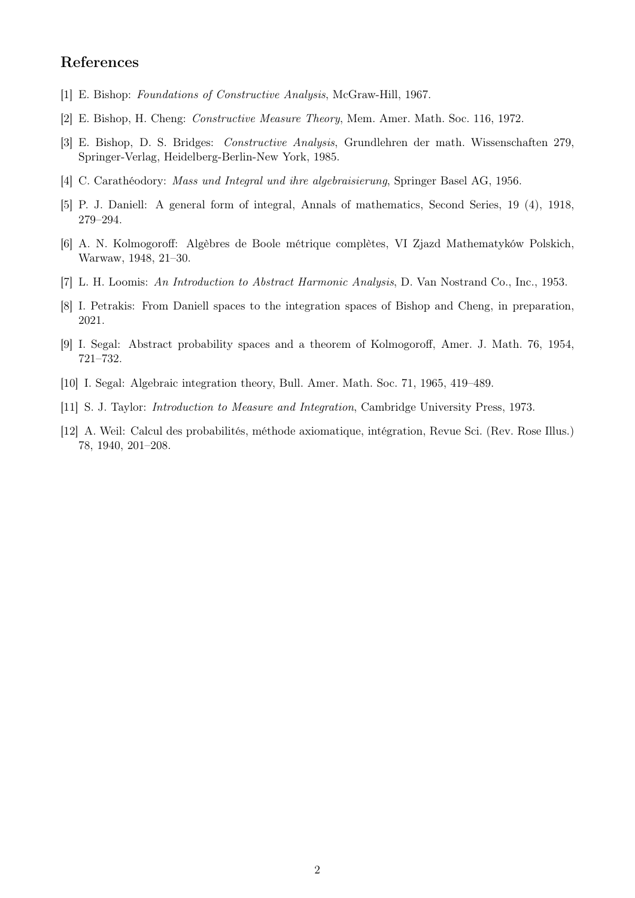## References

[1] E. Bishop: *Foundations of Constructive Analysis*, McGraw-Hill, 1967.

[2] E. Bishop, H. Cheng: *Constructive Measure Theory*, Mem. Amer. Math. Soc. 116, 1972.

[3] E. Bishop, D. S. Bridges: *Constructive Analysis*, Grundlehren der math. Wissenschaften 279, Springer-Verlag, Heidelberg-Berlin-New York, 1985.

[4] C. Carathéodory: *Mass und Integral und ihre algebraisierung*, Springer Basel AG, 1956.

[5] P. J. Daniell: A general form of integral, Annals of mathematics, Second Series, 19 (4), 1918, 279–294.

[6] A. N. Kolmogoroff: Algèbres de Boole métrique complètes, VI Zjazd Mathematyków Polskich, Warwaw, 1948, 21–30.

[7] L. H. Loomis: *An Introduction to Abstract Harmonic Analysis*, D. Van Nostrand Co., Inc., 1953.

[8] I. Petrakis: From Daniell spaces to the integration spaces of Bishop and Cheng, in preparation, 2021.

[9] I. Segal: Abstract probability spaces and a theorem of Kolmogoroff, Amer. J. Math. 76, 1954, 721–732.

[10] I. Segal: Algebraic integration theory, Bull. Amer. Math. Soc. 71, 1965, 419–489.

[11] S. J. Taylor: *Introduction to Measure and Integration*, Cambridge University Press, 1973.

[12] A. Weil: Calcul des probabilités, méthode axiomatique, intégration, Revue Sci. (Rev. Rose Illus.) 78, 1940, 201–208.